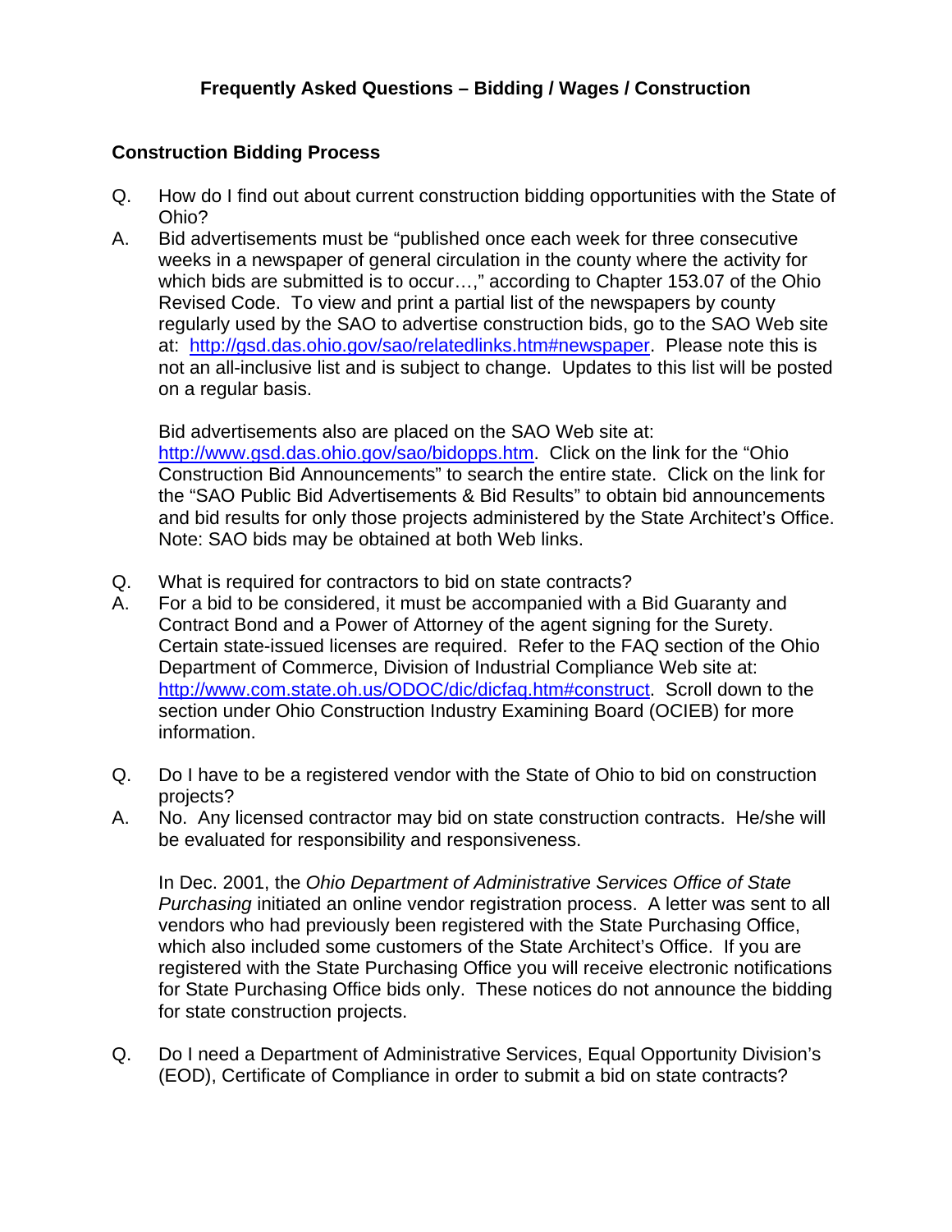# Frequently Asked Questions – Bidding / Wages / Construction

## Construction Bidding Process

Q. How do I find out about current construction bidding opportunities with the State of Ohio?

A. Bid advertisements must be "published once each week for three consecutive weeks in a newspaper of general circulation in the county where the activity for which bids are submitted is to occur…," according to Chapter 153.07 of the Ohio Revised Code. To view and print a partial list of the newspapers by county regularly used by the SAO to advertise construction bids, go to the SAO Web site at: [http://gsd.das.ohio.gov/sao/relatedlinks.htm#newspaper](http://gsd.das.ohio.gov/sao/relatedlinks.htm#newspaper). Please note this is not an all-inclusive list and is subject to change. Updates to this list will be posted on a regular basis.

Bid advertisements also are placed on the SAO Web site at: [http://www.gsd.das.ohio.gov/sao/bidopps.htm](http://www.gsd.das.ohio.gov/sao/bidopps.htm). Click on the link for the "Ohio Construction Bid Announcements" to search the entire state. Click on the link for the "SAO Public Bid Advertisements & Bid Results" to obtain bid announcements and bid results for only those projects administered by the State Architect's Office. Note: SAO bids may be obtained at both Web links.

Q. What is required for contractors to bid on state contracts?

A. For a bid to be considered, it must be accompanied with a Bid Guaranty and Contract Bond and a Power of Attorney of the agent signing for the Surety. Certain state-issued licenses are required. Refer to the FAQ section of the Ohio Department of Commerce, Division of Industrial Compliance Web site at: [http://www.com.state.oh.us/ODOC/dic/dicfaq.htm#construct](http://www.com.state.oh.us/ODOC/dic/dicfaq.htm#construct). Scroll down to the section under Ohio Construction Industry Examining Board (OCIEB) for more information.

Q. Do I have to be a registered vendor with the State of Ohio to bid on construction projects?

A. No. Any licensed contractor may bid on state construction contracts. He/she will be evaluated for responsibility and responsiveness.

In Dec. 2001, the *Ohio Department of Administrative Services Office of State Purchasing* initiated an online vendor registration process. A letter was sent to all vendors who had previously been registered with the State Purchasing Office, which also included some customers of the State Architect's Office. If you are registered with the State Purchasing Office you will receive electronic notifications for State Purchasing Office bids only. These notices do not announce the bidding for state construction projects.

Q. Do I need a Department of Administrative Services, Equal Opportunity Division's (EOD), Certificate of Compliance in order to submit a bid on state contracts?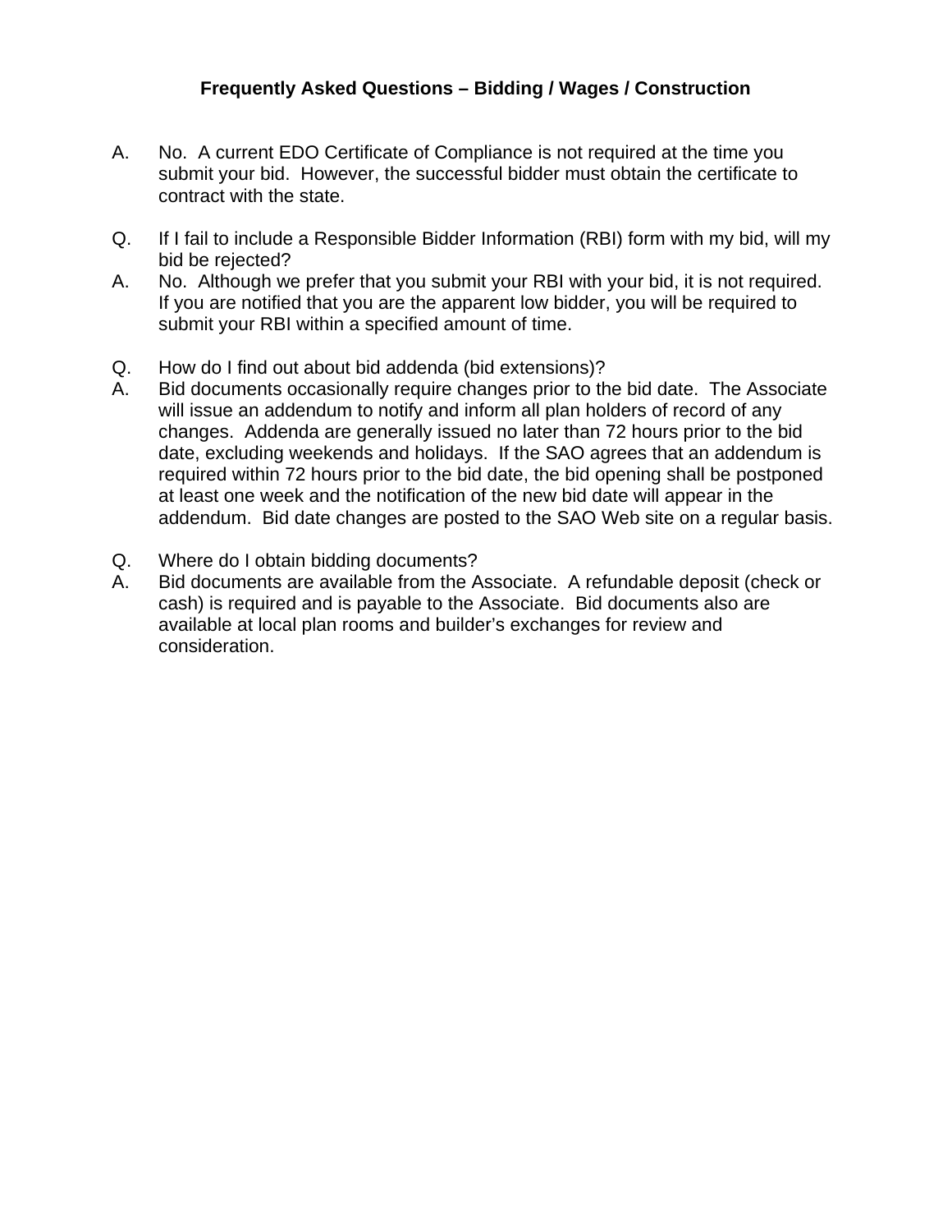**Frequently Asked Questions – Bidding / Wages / Construction**

A. No. A current EDO Certificate of Compliance is not required at the time you submit your bid. However, the successful bidder must obtain the certificate to contract with the state.

Q. If I fail to include a Responsible Bidder Information (RBI) form with my bid, will my bid be rejected?

A. No. Although we prefer that you submit your RBI with your bid, it is not required. If you are notified that you are the apparent low bidder, you will be required to submit your RBI within a specified amount of time.

Q. How do I find out about bid addenda (bid extensions)?

A. Bid documents occasionally require changes prior to the bid date. The Associate will issue an addendum to notify and inform all plan holders of record of any changes. Addenda are generally issued no later than 72 hours prior to the bid date, excluding weekends and holidays. If the SAO agrees that an addendum is required within 72 hours prior to the bid date, the bid opening shall be postponed at least one week and the notification of the new bid date will appear in the addendum. Bid date changes are posted to the SAO Web site on a regular basis.

Q. Where do I obtain bidding documents?

A. Bid documents are available from the Associate. A refundable deposit (check or cash) is required and is payable to the Associate. Bid documents also are available at local plan rooms and builder's exchanges for review and consideration.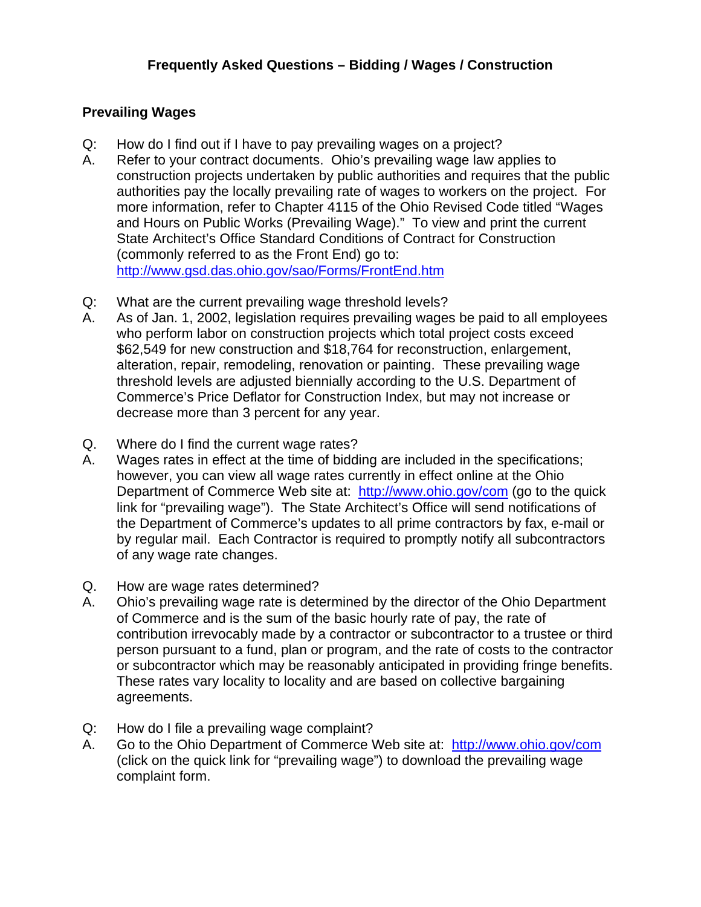# Frequently Asked Questions – Bidding / Wages / Construction

## Prevailing Wages

Q: How do I find out if I have to pay prevailing wages on a project?

A. Refer to your contract documents. Ohio's prevailing wage law applies to construction projects undertaken by public authorities and requires that the public authorities pay the locally prevailing rate of wages to workers on the project. For more information, refer to Chapter 4115 of the Ohio Revised Code titled "Wages and Hours on Public Works (Prevailing Wage)." To view and print the current State Architect's Office Standard Conditions of Contract for Construction (commonly referred to as the Front End) go to: http://www.gsd.das.ohio.gov/sao/Forms/FrontEnd.htm

Q: What are the current prevailing wage threshold levels?

A. As of Jan. 1, 2002, legislation requires prevailing wages be paid to all employees who perform labor on construction projects which total project costs exceed $62,549 for new construction and $18,764 for reconstruction, enlargement, alteration, repair, remodeling, renovation or painting. These prevailing wage threshold levels are adjusted biennially according to the U.S. Department of Commerce's Price Deflator for Construction Index, but may not increase or decrease more than 3 percent for any year.

Q. Where do I find the current wage rates?

A. Wages rates in effect at the time of bidding are included in the specifications; however, you can view all wage rates currently in effect online at the Ohio Department of Commerce Web site at: http://www.ohio.gov/com (go to the quick link for "prevailing wage"). The State Architect's Office will send notifications of the Department of Commerce's updates to all prime contractors by fax, e-mail or by regular mail. Each Contractor is required to promptly notify all subcontractors of any wage rate changes.

Q. How are wage rates determined?

A. Ohio's prevailing wage rate is determined by the director of the Ohio Department of Commerce and is the sum of the basic hourly rate of pay, the rate of contribution irrevocably made by a contractor or subcontractor to a trustee or third person pursuant to a fund, plan or program, and the rate of costs to the contractor or subcontractor which may be reasonably anticipated in providing fringe benefits. These rates vary locality to locality and are based on collective bargaining agreements.

Q: How do I file a prevailing wage complaint?

A. Go to the Ohio Department of Commerce Web site at: http://www.ohio.gov/com (click on the quick link for "prevailing wage") to download the prevailing wage complaint form.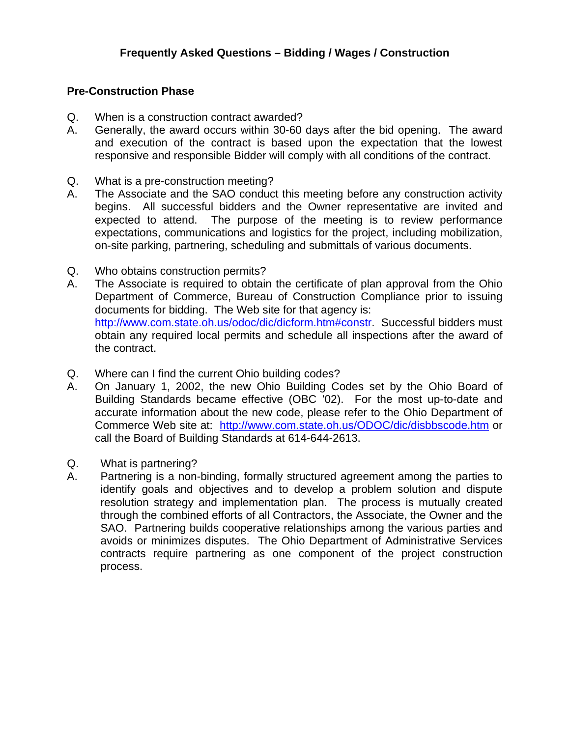# Frequently Asked Questions – Bidding / Wages / Construction

## Pre-Construction Phase

Q. When is a construction contract awarded?

A. Generally, the award occurs within 30-60 days after the bid opening. The award and execution of the contract is based upon the expectation that the lowest responsive and responsible Bidder will comply with all conditions of the contract.

Q. What is a pre-construction meeting?

A. The Associate and the SAO conduct this meeting before any construction activity begins. All successful bidders and the Owner representative are invited and expected to attend. The purpose of the meeting is to review performance expectations, communications and logistics for the project, including mobilization, on-site parking, partnering, scheduling and submittals of various documents.

Q. Who obtains construction permits?

A. The Associate is required to obtain the certificate of plan approval from the Ohio Department of Commerce, Bureau of Construction Compliance prior to issuing documents for bidding. The Web site for that agency is: http://www.com.state.oh.us/odoc/dic/dicform.htm#constr. Successful bidders must obtain any required local permits and schedule all inspections after the award of the contract.

Q. Where can I find the current Ohio building codes?

A. On January 1, 2002, the new Ohio Building Codes set by the Ohio Board of Building Standards became effective (OBC '02). For the most up-to-date and accurate information about the new code, please refer to the Ohio Department of Commerce Web site at: http://www.com.state.oh.us/ODOC/dic/disbbscode.htm or call the Board of Building Standards at 614-644-2613.

Q. What is partnering?

A. Partnering is a non-binding, formally structured agreement among the parties to identify goals and objectives and to develop a problem solution and dispute resolution strategy and implementation plan. The process is mutually created through the combined efforts of all Contractors, the Associate, the Owner and the SAO. Partnering builds cooperative relationships among the various parties and avoids or minimizes disputes. The Ohio Department of Administrative Services contracts require partnering as one component of the project construction process.